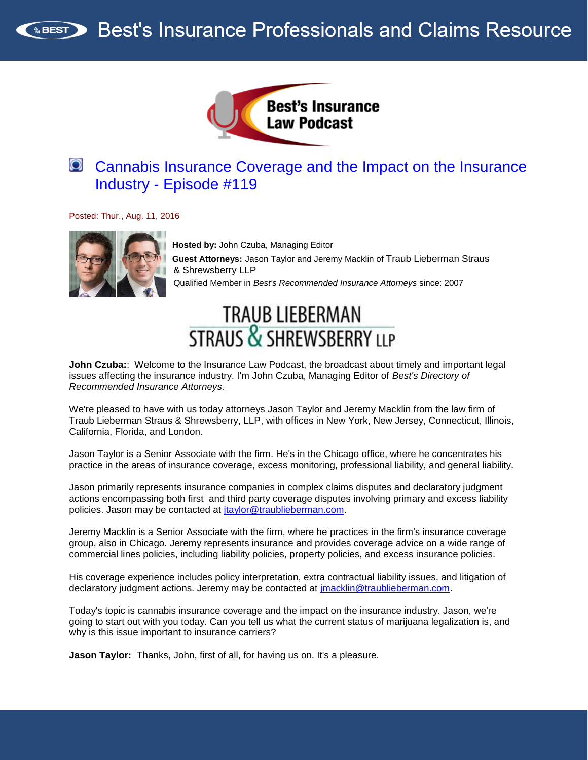# Best's Insurance Professionals and Claims Resource

Best's Insurance Law Podcast

## Cannabis Insurance Coverage and the Impact on the Insurance Industry - Episode #119

Posted: Thur., Aug. 11, 2016

**Hosted by:** John Czuba, Managing Editor

**Guest Attorneys:** Jason Taylor and Jeremy Macklin of Traub Lieberman Straus & Shrewsberry LLP

Qualified Member in *Best's Recommended Insurance Attorneys* since: 2007

TRAUB LIEBERMAN STRAUS & SHREWSBERRY LLP

**John Czuba:**: Welcome to the Insurance Law Podcast, the broadcast about timely and important legal issues affecting the insurance industry. I'm John Czuba, Managing Editor of *Best's Directory of Recommended Insurance Attorneys*.

We're pleased to have with us today attorneys Jason Taylor and Jeremy Macklin from the law firm of Traub Lieberman Straus & Shrewsberry, LLP, with offices in New York, New Jersey, Connecticut, Illinois, California, Florida, and London.

Jason Taylor is a Senior Associate with the firm. He's in the Chicago office, where he concentrates his practice in the areas of insurance coverage, excess monitoring, professional liability, and general liability.

Jason primarily represents insurance companies in complex claims disputes and declaratory judgment actions encompassing both first and third party coverage disputes involving primary and excess liability policies. Jason may be contacted at jtaylor@traublieberman.com.

Jeremy Macklin is a Senior Associate with the firm, where he practices in the firm's insurance coverage group, also in Chicago. Jeremy represents insurance and provides coverage advice on a wide range of commercial lines policies, including liability policies, property policies, and excess insurance policies.

His coverage experience includes policy interpretation, extra contractual liability issues, and litigation of declaratory judgment actions. Jeremy may be contacted at jmacklin@traublieberman.com.

Today's topic is cannabis insurance coverage and the impact on the insurance industry. Jason, we're going to start out with you today. Can you tell us what the current status of marijuana legalization is, and why is this issue important to insurance carriers?

**Jason Taylor:** Thanks, John, first of all, for having us on. It's a pleasure.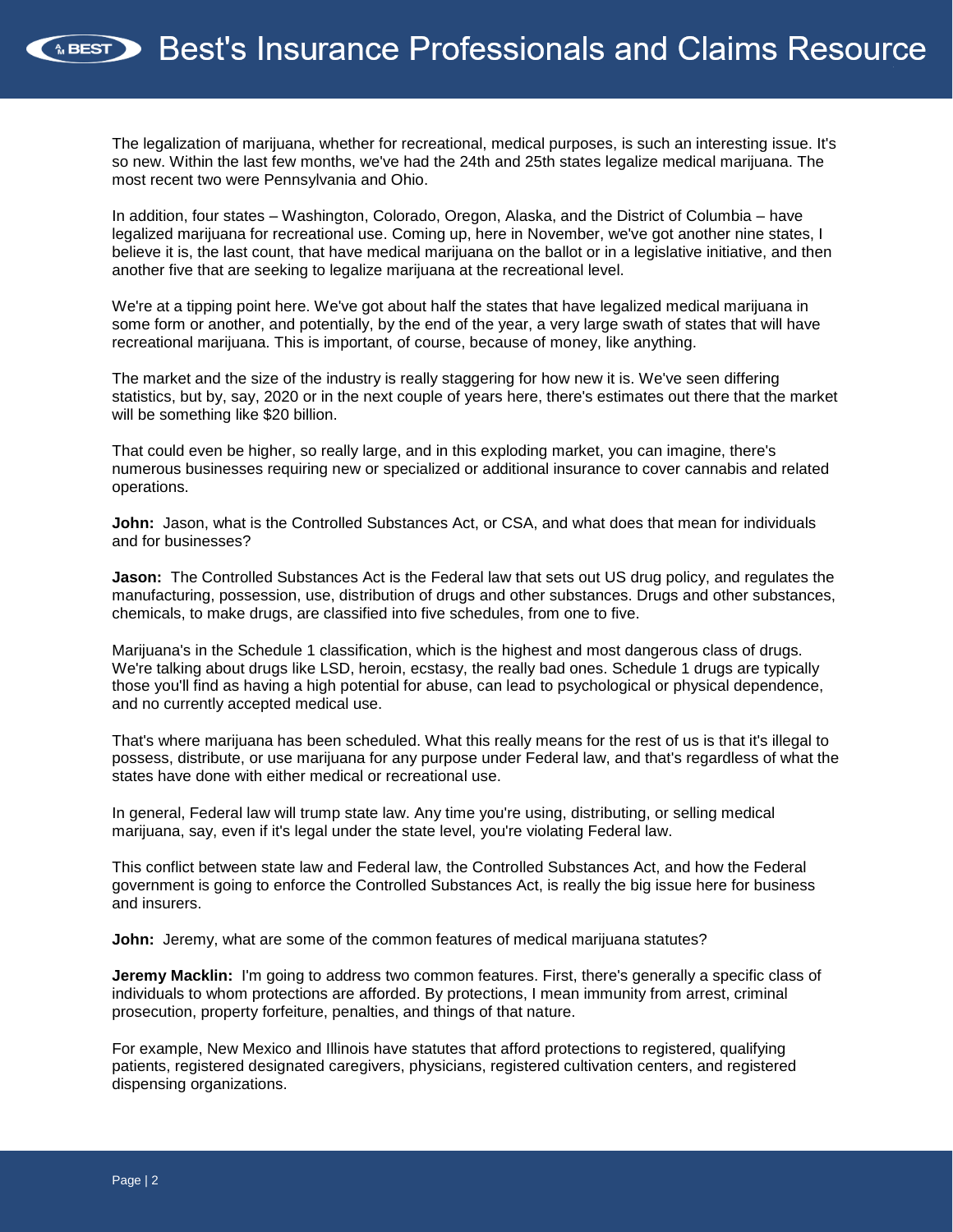The legalization of marijuana, whether for recreational, medical purposes, is such an interesting issue. It's so new. Within the last few months, we've had the 24th and 25th states legalize medical marijuana. The most recent two were Pennsylvania and Ohio.

In addition, four states – Washington, Colorado, Oregon, Alaska, and the District of Columbia – have legalized marijuana for recreational use. Coming up, here in November, we've got another nine states, I believe it is, the last count, that have medical marijuana on the ballot or in a legislative initiative, and then another five that are seeking to legalize marijuana at the recreational level.

We're at a tipping point here. We've got about half the states that have legalized medical marijuana in some form or another, and potentially, by the end of the year, a very large swath of states that will have recreational marijuana. This is important, of course, because of money, like anything.

The market and the size of the industry is really staggering for how new it is. We've seen differing statistics, but by, say, 2020 or in the next couple of years here, there's estimates out there that the market will be something like $20 billion.

That could even be higher, so really large, and in this exploding market, you can imagine, there's numerous businesses requiring new or specialized or additional insurance to cover cannabis and related operations.

**John:** Jason, what is the Controlled Substances Act, or CSA, and what does that mean for individuals and for businesses?

**Jason:** The Controlled Substances Act is the Federal law that sets out US drug policy, and regulates the manufacturing, possession, use, distribution of drugs and other substances. Drugs and other substances, chemicals, to make drugs, are classified into five schedules, from one to five.

Marijuana's in the Schedule 1 classification, which is the highest and most dangerous class of drugs. We're talking about drugs like LSD, heroin, ecstasy, the really bad ones. Schedule 1 drugs are typically those you'll find as having a high potential for abuse, can lead to psychological or physical dependence, and no currently accepted medical use.

That's where marijuana has been scheduled. What this really means for the rest of us is that it's illegal to possess, distribute, or use marijuana for any purpose under Federal law, and that's regardless of what the states have done with either medical or recreational use.

In general, Federal law will trump state law. Any time you're using, distributing, or selling medical marijuana, say, even if it's legal under the state level, you're violating Federal law.

This conflict between state law and Federal law, the Controlled Substances Act, and how the Federal government is going to enforce the Controlled Substances Act, is really the big issue here for business and insurers.

**John:** Jeremy, what are some of the common features of medical marijuana statutes?

**Jeremy Macklin:** I'm going to address two common features. First, there's generally a specific class of individuals to whom protections are afforded. By protections, I mean immunity from arrest, criminal prosecution, property forfeiture, penalties, and things of that nature.

For example, New Mexico and Illinois have statutes that afford protections to registered, qualifying patients, registered designated caregivers, physicians, registered cultivation centers, and registered dispensing organizations.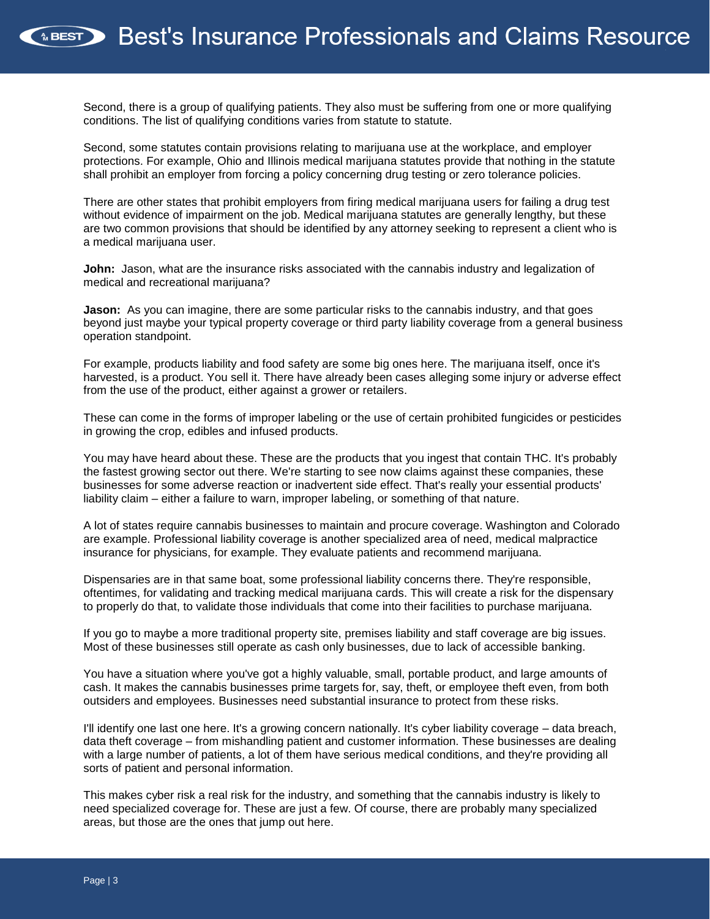Second, there is a group of qualifying patients. They also must be suffering from one or more qualifying conditions. The list of qualifying conditions varies from statute to statute.

Second, some statutes contain provisions relating to marijuana use at the workplace, and employer protections. For example, Ohio and Illinois medical marijuana statutes provide that nothing in the statute shall prohibit an employer from forcing a policy concerning drug testing or zero tolerance policies.

There are other states that prohibit employers from firing medical marijuana users for failing a drug test without evidence of impairment on the job. Medical marijuana statutes are generally lengthy, but these are two common provisions that should be identified by any attorney seeking to represent a client who is a medical marijuana user.

**John:** Jason, what are the insurance risks associated with the cannabis industry and legalization of medical and recreational marijuana?

**Jason:** As you can imagine, there are some particular risks to the cannabis industry, and that goes beyond just maybe your typical property coverage or third party liability coverage from a general business operation standpoint.

For example, products liability and food safety are some big ones here. The marijuana itself, once it's harvested, is a product. You sell it. There have already been cases alleging some injury or adverse effect from the use of the product, either against a grower or retailers.

These can come in the forms of improper labeling or the use of certain prohibited fungicides or pesticides in growing the crop, edibles and infused products.

You may have heard about these. These are the products that you ingest that contain THC. It's probably the fastest growing sector out there. We're starting to see now claims against these companies, these businesses for some adverse reaction or inadvertent side effect. That's really your essential products' liability claim – either a failure to warn, improper labeling, or something of that nature.

A lot of states require cannabis businesses to maintain and procure coverage. Washington and Colorado are example. Professional liability coverage is another specialized area of need, medical malpractice insurance for physicians, for example. They evaluate patients and recommend marijuana.

Dispensaries are in that same boat, some professional liability concerns there. They're responsible, oftentimes, for validating and tracking medical marijuana cards. This will create a risk for the dispensary to properly do that, to validate those individuals that come into their facilities to purchase marijuana.

If you go to maybe a more traditional property site, premises liability and staff coverage are big issues. Most of these businesses still operate as cash only businesses, due to lack of accessible banking.

You have a situation where you've got a highly valuable, small, portable product, and large amounts of cash. It makes the cannabis businesses prime targets for, say, theft, or employee theft even, from both outsiders and employees. Businesses need substantial insurance to protect from these risks.

I'll identify one last one here. It's a growing concern nationally. It's cyber liability coverage – data breach, data theft coverage – from mishandling patient and customer information. These businesses are dealing with a large number of patients, a lot of them have serious medical conditions, and they're providing all sorts of patient and personal information.

This makes cyber risk a real risk for the industry, and something that the cannabis industry is likely to need specialized coverage for. These are just a few. Of course, there are probably many specialized areas, but those are the ones that jump out here.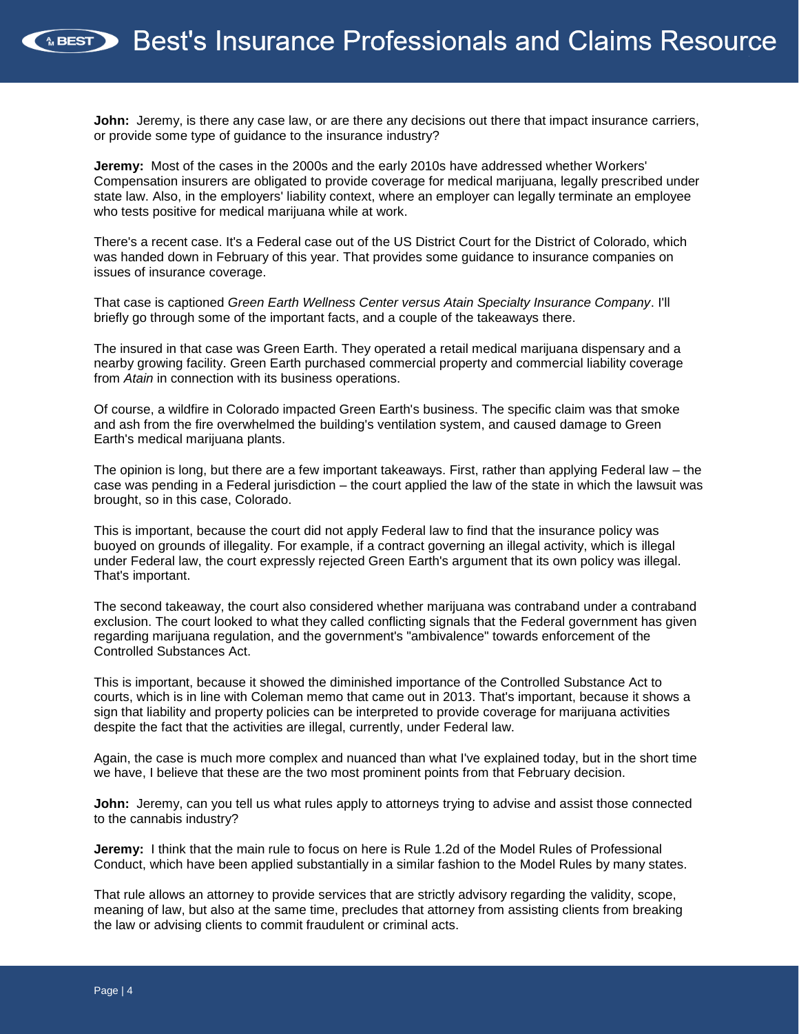**John:** Jeremy, is there any case law, or are there any decisions out there that impact insurance carriers, or provide some type of guidance to the insurance industry?

**Jeremy:** Most of the cases in the 2000s and the early 2010s have addressed whether Workers' Compensation insurers are obligated to provide coverage for medical marijuana, legally prescribed under state law. Also, in the employers' liability context, where an employer can legally terminate an employee who tests positive for medical marijuana while at work.

There's a recent case. It's a Federal case out of the US District Court for the District of Colorado, which was handed down in February of this year. That provides some guidance to insurance companies on issues of insurance coverage.

That case is captioned *Green Earth Wellness Center versus Atain Specialty Insurance Company*. I'll briefly go through some of the important facts, and a couple of the takeaways there.

The insured in that case was Green Earth. They operated a retail medical marijuana dispensary and a nearby growing facility. Green Earth purchased commercial property and commercial liability coverage from *Atain* in connection with its business operations.

Of course, a wildfire in Colorado impacted Green Earth's business. The specific claim was that smoke and ash from the fire overwhelmed the building's ventilation system, and caused damage to Green Earth's medical marijuana plants.

The opinion is long, but there are a few important takeaways. First, rather than applying Federal law – the case was pending in a Federal jurisdiction – the court applied the law of the state in which the lawsuit was brought, so in this case, Colorado.

This is important, because the court did not apply Federal law to find that the insurance policy was buoyed on grounds of illegality. For example, if a contract governing an illegal activity, which is illegal under Federal law, the court expressly rejected Green Earth's argument that its own policy was illegal. That's important.

The second takeaway, the court also considered whether marijuana was contraband under a contraband exclusion. The court looked to what they called conflicting signals that the Federal government has given regarding marijuana regulation, and the government's "ambivalence" towards enforcement of the Controlled Substances Act.

This is important, because it showed the diminished importance of the Controlled Substance Act to courts, which is in line with Coleman memo that came out in 2013. That's important, because it shows a sign that liability and property policies can be interpreted to provide coverage for marijuana activities despite the fact that the activities are illegal, currently, under Federal law.

Again, the case is much more complex and nuanced than what I've explained today, but in the short time we have, I believe that these are the two most prominent points from that February decision.

**John:** Jeremy, can you tell us what rules apply to attorneys trying to advise and assist those connected to the cannabis industry?

**Jeremy:** I think that the main rule to focus on here is Rule 1.2d of the Model Rules of Professional Conduct, which have been applied substantially in a similar fashion to the Model Rules by many states.

That rule allows an attorney to provide services that are strictly advisory regarding the validity, scope, meaning of law, but also at the same time, precludes that attorney from assisting clients from breaking the law or advising clients to commit fraudulent or criminal acts.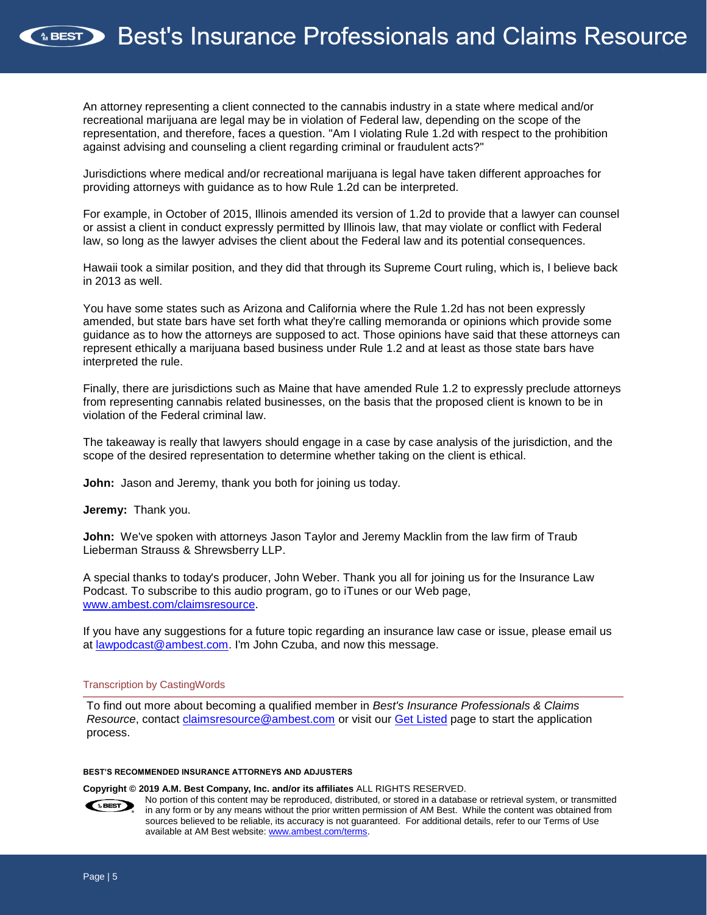An attorney representing a client connected to the cannabis industry in a state where medical and/or recreational marijuana are legal may be in violation of Federal law, depending on the scope of the representation, and therefore, faces a question. "Am I violating Rule 1.2d with respect to the prohibition against advising and counseling a client regarding criminal or fraudulent acts?"

Jurisdictions where medical and/or recreational marijuana is legal have taken different approaches for providing attorneys with guidance as to how Rule 1.2d can be interpreted.

For example, in October of 2015, Illinois amended its version of 1.2d to provide that a lawyer can counsel or assist a client in conduct expressly permitted by Illinois law, that may violate or conflict with Federal law, so long as the lawyer advises the client about the Federal law and its potential consequences.

Hawaii took a similar position, and they did that through its Supreme Court ruling, which is, I believe back in 2013 as well.

You have some states such as Arizona and California where the Rule 1.2d has not been expressly amended, but state bars have set forth what they're calling memoranda or opinions which provide some guidance as to how the attorneys are supposed to act. Those opinions have said that these attorneys can represent ethically a marijuana based business under Rule 1.2 and at least as those state bars have interpreted the rule.

Finally, there are jurisdictions such as Maine that have amended Rule 1.2 to expressly preclude attorneys from representing cannabis related businesses, on the basis that the proposed client is known to be in violation of the Federal criminal law.

The takeaway is really that lawyers should engage in a case by case analysis of the jurisdiction, and the scope of the desired representation to determine whether taking on the client is ethical.

**John:** Jason and Jeremy, thank you both for joining us today.

**Jeremy:** Thank you.

**John:** We've spoken with attorneys Jason Taylor and Jeremy Macklin from the law firm of Traub Lieberman Strauss & Shrewsberry LLP.

A special thanks to today's producer, John Weber. Thank you all for joining us for the Insurance Law Podcast. To subscribe to this audio program, go to iTunes or our Web page, www.ambest.com/claimsresource.

If you have any suggestions for a future topic regarding an insurance law case or issue, please email us at lawpodcast@ambest.com. I'm John Czuba, and now this message.

Transcription by CastingWords

To find out more about becoming a qualified member in *Best's Insurance Professionals & Claims Resource*, contact claimsresource@ambest.com or visit our Get Listed page to start the application process.

**BEST'S RECOMMENDED INSURANCE ATTORNEYS AND ADJUSTERS**

**Copyright © 2019 A.M. Best Company, Inc. and/or its affiliates** ALL RIGHTS RESERVED.

No portion of this content may be reproduced, distributed, or stored in a database or retrieval system, or transmitted in any form or by any means without the prior written permission of AM Best. While the content was obtained from sources believed to be reliable, its accuracy is not guaranteed. For additional details, refer to our Terms of Use available at AM Best website: www.ambest.com/terms.